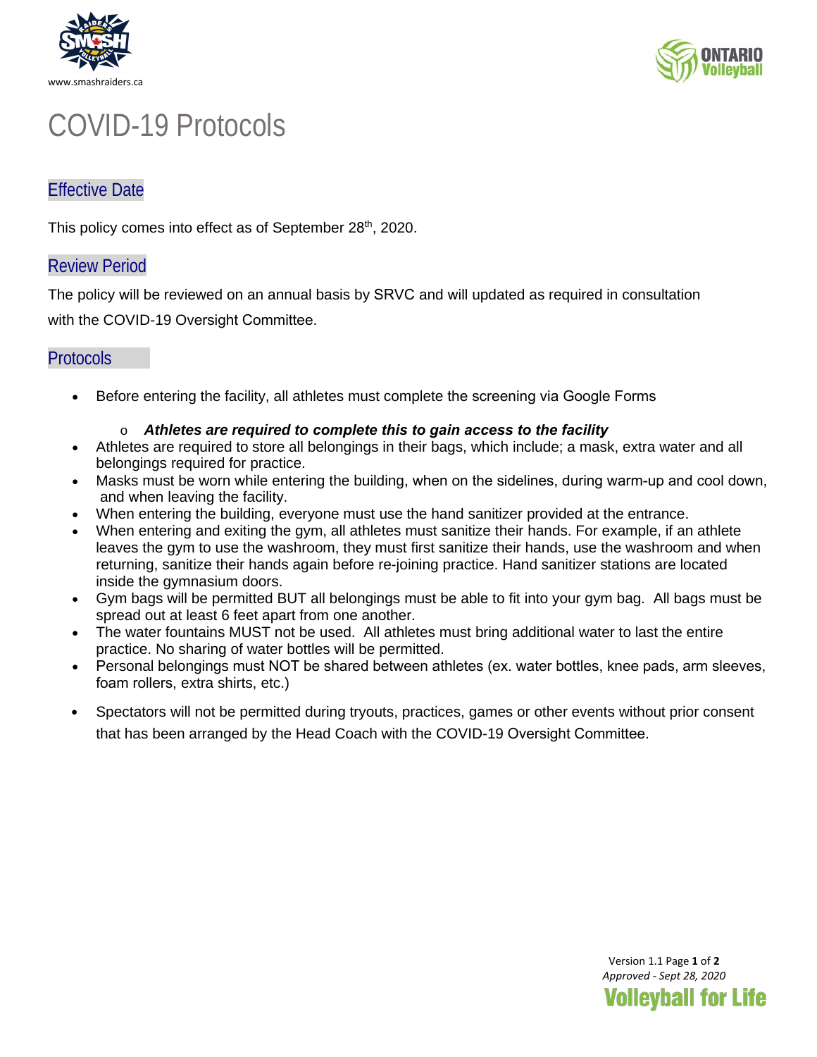www.smashraiders.ca

# COVID-19 Protocols

## Effective Date

This policy comes into effect as of September 28th, 2020.

## Review Period

The policy will be reviewed on an annual basis by SRVC and will updated as required in consultation with the COVID-19 Oversight Committee.

## Protocols

- Before entering the facility, all athletes must complete the screening via Google Forms
  - ***Athletes are required to complete this to gain access to the facility***
- Athletes are required to store all belongings in their bags, which include; a mask, extra water and all belongings required for practice.
- Masks must be worn while entering the building, when on the sidelines, during warm-up and cool down, and when leaving the facility.
- When entering the building, everyone must use the hand sanitizer provided at the entrance.
- When entering and exiting the gym, all athletes must sanitize their hands. For example, if an athlete leaves the gym to use the washroom, they must first sanitize their hands, use the washroom and when returning, sanitize their hands again before re-joining practice. Hand sanitizer stations are located inside the gymnasium doors.
- Gym bags will be permitted BUT all belongings must be able to fit into your gym bag. All bags must be spread out at least 6 feet apart from one another.
- The water fountains MUST not be used. All athletes must bring additional water to last the entire practice. No sharing of water bottles will be permitted.
- Personal belongings must NOT be shared between athletes (ex. water bottles, knee pads, arm sleeves, foam rollers, extra shirts, etc.)
- Spectators will not be permitted during tryouts, practices, games or other events without prior consent that has been arranged by the Head Coach with the COVID-19 Oversight Committee.

Version 1.1
*Approved - Sept 28, 2020*

Volleyball for Life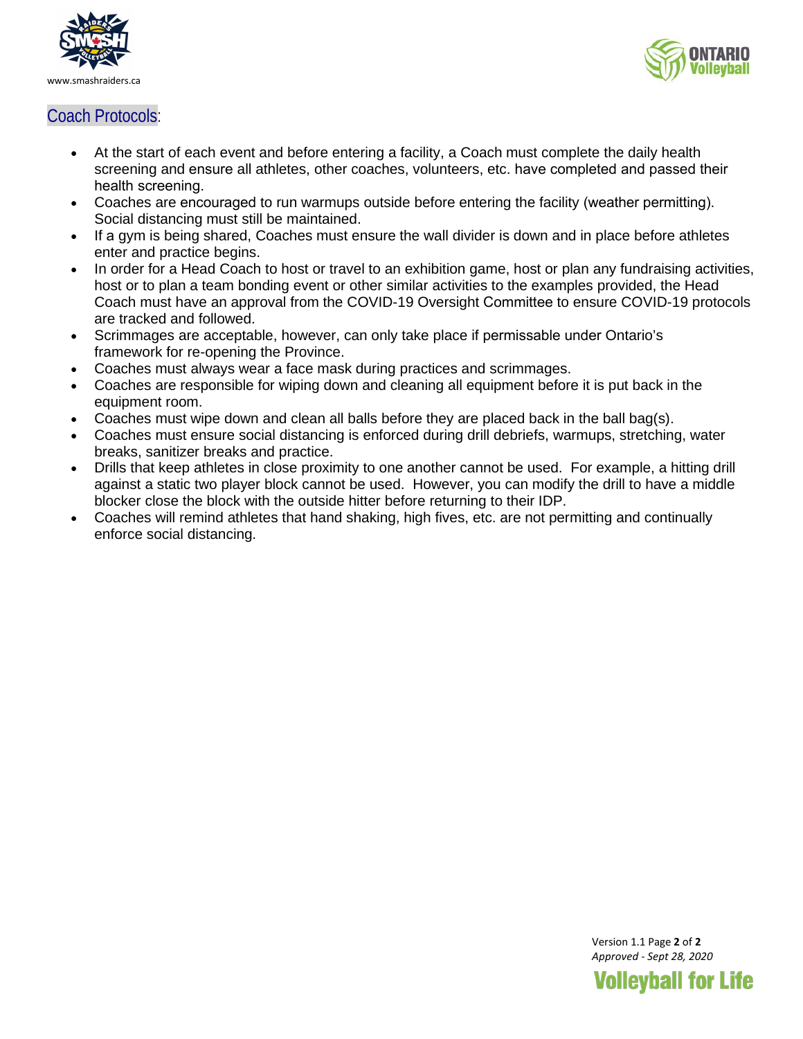## Coach Protocols:

- At the start of each event and before entering a facility, a Coach must complete the daily health screening and ensure all athletes, other coaches, volunteers, etc. have completed and passed their health screening.
- Coaches are encouraged to run warmups outside before entering the facility (weather permitting). Social distancing must still be maintained.
- If a gym is being shared, Coaches must ensure the wall divider is down and in place before athletes enter and practice begins.
- In order for a Head Coach to host or travel to an exhibition game, host or plan any fundraising activities, host or to plan a team bonding event or other similar activities to the examples provided, the Head Coach must have an approval from the COVID-19 Oversight Committee to ensure COVID-19 protocols are tracked and followed.
- Scrimmages are acceptable, however, can only take place if permissable under Ontario's framework for re-opening the Province.
- Coaches must always wear a face mask during practices and scrimmages.
- Coaches are responsible for wiping down and cleaning all equipment before it is put back in the equipment room.
- Coaches must wipe down and clean all balls before they are placed back in the ball bag(s).
- Coaches must ensure social distancing is enforced during drill debriefs, warmups, stretching, water breaks, sanitizer breaks and practice.
- Drills that keep athletes in close proximity to one another cannot be used. For example, a hitting drill against a static two player block cannot be used. However, you can modify the drill to have a middle blocker close the block with the outside hitter before returning to their IDP.
- Coaches will remind athletes that hand shaking, high fives, etc. are not permitting and continually enforce social distancing.

Version 1.1

*Approved - Sept 28, 2020*